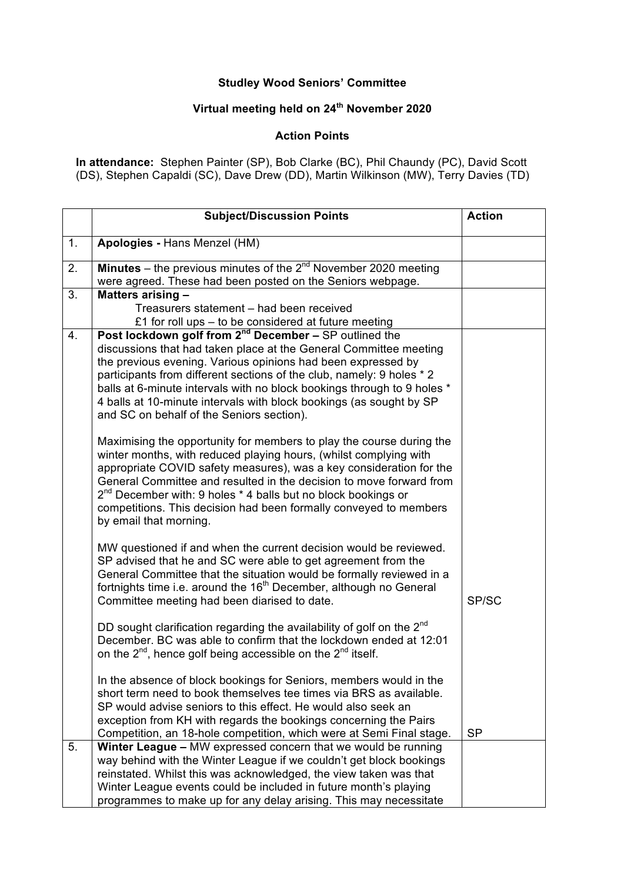**Studley Wood Seniors' Committee**

**Virtual meeting held on 24th November 2020**

**Action Points**

**In attendance:** Stephen Painter (SP), Bob Clarke (BC), Phil Chaundy (PC), David Scott (DS), Stephen Capaldi (SC), Dave Drew (DD), Martin Wilkinson (MW), Terry Davies (TD)

| | Subject/Discussion Points | Action |
|---|---|---|
| 1. | **Apologies -** Hans Menzel (HM) | |
| 2. | **Minutes** – the previous minutes of the 2nd November 2020 meeting were agreed. These had been posted on the Seniors webpage. | |
| 3. | **Matters arising –**<br>Treasurers statement – had been received<br>£1 for roll ups – to be considered at future meeting | |
| 4. | **Post lockdown golf from 2nd December –** SP outlined the discussions that had taken place at the General Committee meeting the previous evening. Various opinions had been expressed by participants from different sections of the club, namely: 9 holes * 2 balls at 6-minute intervals with no block bookings through to 9 holes * 4 balls at 10-minute intervals with block bookings (as sought by SP and SC on behalf of the Seniors section).<br><br>Maximising the opportunity for members to play the course during the winter months, with reduced playing hours, (whilst complying with appropriate COVID safety measures), was a key consideration for the General Committee and resulted in the decision to move forward from 2nd December with: 9 holes * 4 balls but no block bookings or competitions. This decision had been formally conveyed to members by email that morning.<br><br>MW questioned if and when the current decision would be reviewed. SP advised that he and SC were able to get agreement from the General Committee that the situation would be formally reviewed in a fortnights time i.e. around the 16th December, although no General Committee meeting had been diarised to date.<br><br>DD sought clarification regarding the availability of golf on the 2nd December. BC was able to confirm that the lockdown ended at 12:01 on the 2nd, hence golf being accessible on the 2nd itself.<br><br>In the absence of block bookings for Seniors, members would in the short term need to book themselves tee times via BRS as available. SP would advise seniors to this effect. He would also seek an exception from KH with regards the bookings concerning the Pairs Competition, an 18-hole competition, which were at Semi Final stage. | SP/SC<br><br>SP |
| 5. | **Winter League –** MW expressed concern that we would be running way behind with the Winter League if we couldn't get block bookings reinstated. Whilst this was acknowledged, the view taken was that Winter League events could be included in future month's playing programmes to make up for any delay arising. This may necessitate | |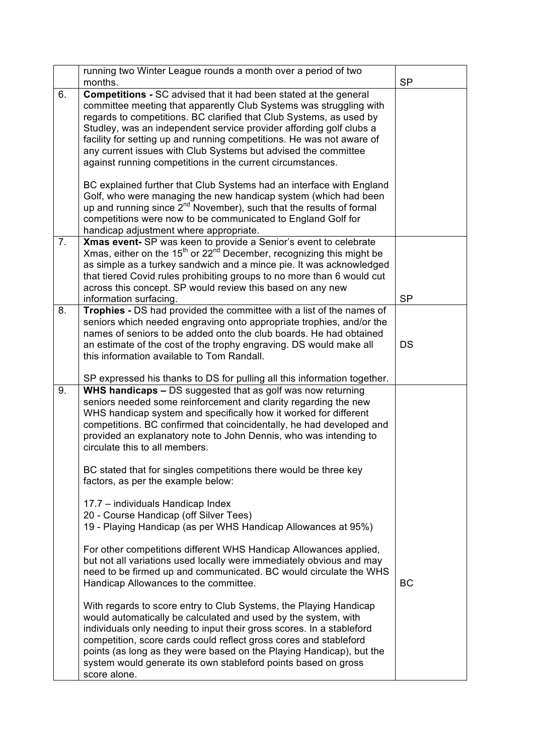| | | |
|---|---|---|
| | running two Winter League rounds a month over a period of two months. | SP |
| 6. | **Competitions -** SC advised that it had been stated at the general committee meeting that apparently Club Systems was struggling with regards to competitions. BC clarified that Club Systems, as used by Studley, was an independent service provider affording golf clubs a facility for setting up and running competitions. He was not aware of any current issues with Club Systems but advised the committee against running competitions in the current circumstances.<br><br>BC explained further that Club Systems had an interface with England Golf, who were managing the new handicap system (which had been up and running since 2nd November), such that the results of formal competitions were now to be communicated to England Golf for handicap adjustment where appropriate. | |
| 7. | **Xmas event-** SP was keen to provide a Senior's event to celebrate Xmas, either on the 15th or 22nd December, recognizing this might be as simple as a turkey sandwich and a mince pie. It was acknowledged that tiered Covid rules prohibiting groups to no more than 6 would cut across this concept. SP would review this based on any new information surfacing. | SP |
| 8. | **Trophies -** DS had provided the committee with a list of the names of seniors which needed engraving onto appropriate trophies, and/or the names of seniors to be added onto the club boards. He had obtained an estimate of the cost of the trophy engraving. DS would make all this information available to Tom Randall.<br><br>SP expressed his thanks to DS for pulling all this information together. | DS |
| 9. | **WHS handicaps –** DS suggested that as golf was now returning seniors needed some reinforcement and clarity regarding the new WHS handicap system and specifically how it worked for different competitions. BC confirmed that coincidentally, he had developed and provided an explanatory note to John Dennis, who was intending to circulate this to all members.<br><br>BC stated that for singles competitions there would be three key factors, as per the example below:<br><br>17.7 – individuals Handicap Index<br>20 - Course Handicap (off Silver Tees)<br>19 - Playing Handicap (as per WHS Handicap Allowances at 95%)<br><br>For other competitions different WHS Handicap Allowances applied, but not all variations used locally were immediately obvious and may need to be firmed up and communicated. BC would circulate the WHS Handicap Allowances to the committee.<br><br>With regards to score entry to Club Systems, the Playing Handicap would automatically be calculated and used by the system, with individuals only needing to input their gross scores. In a stableford competition, score cards could reflect gross cores and stableford points (as long as they were based on the Playing Handicap), but the system would generate its own stableford points based on gross score alone. | BC |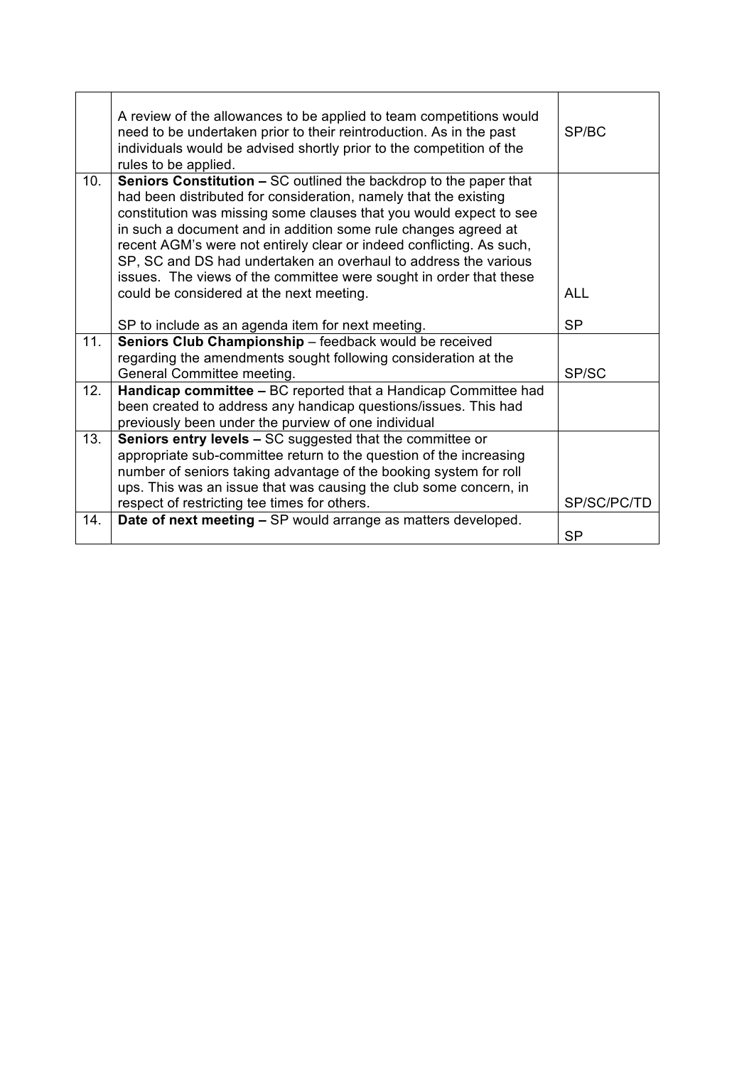| | | |
|---|---|---|
| | A review of the allowances to be applied to team competitions would need to be undertaken prior to their reintroduction. As in the past individuals would be advised shortly prior to the competition of the rules to be applied. | SP/BC |
| 10. | **Seniors Constitution –** SC outlined the backdrop to the paper that had been distributed for consideration, namely that the existing constitution was missing some clauses that you would expect to see in such a document and in addition some rule changes agreed at recent AGM's were not entirely clear or indeed conflicting. As such, SP, SC and DS had undertaken an overhaul to address the various issues. The views of the committee were sought in order that these could be considered at the next meeting.<br><br>SP to include as an agenda item for next meeting. | ALL<br><br>SP |
| 11. | **Seniors Club Championship** – feedback would be received regarding the amendments sought following consideration at the General Committee meeting. | SP/SC |
| 12. | **Handicap committee –** BC reported that a Handicap Committee had been created to address any handicap questions/issues. This had previously been under the purview of one individual | |
| 13. | **Seniors entry levels –** SC suggested that the committee or appropriate sub-committee return to the question of the increasing number of seniors taking advantage of the booking system for roll ups. This was an issue that was causing the club some concern, in respect of restricting tee times for others. | SP/SC/PC/TD |
| 14. | **Date of next meeting –** SP would arrange as matters developed. | SP |